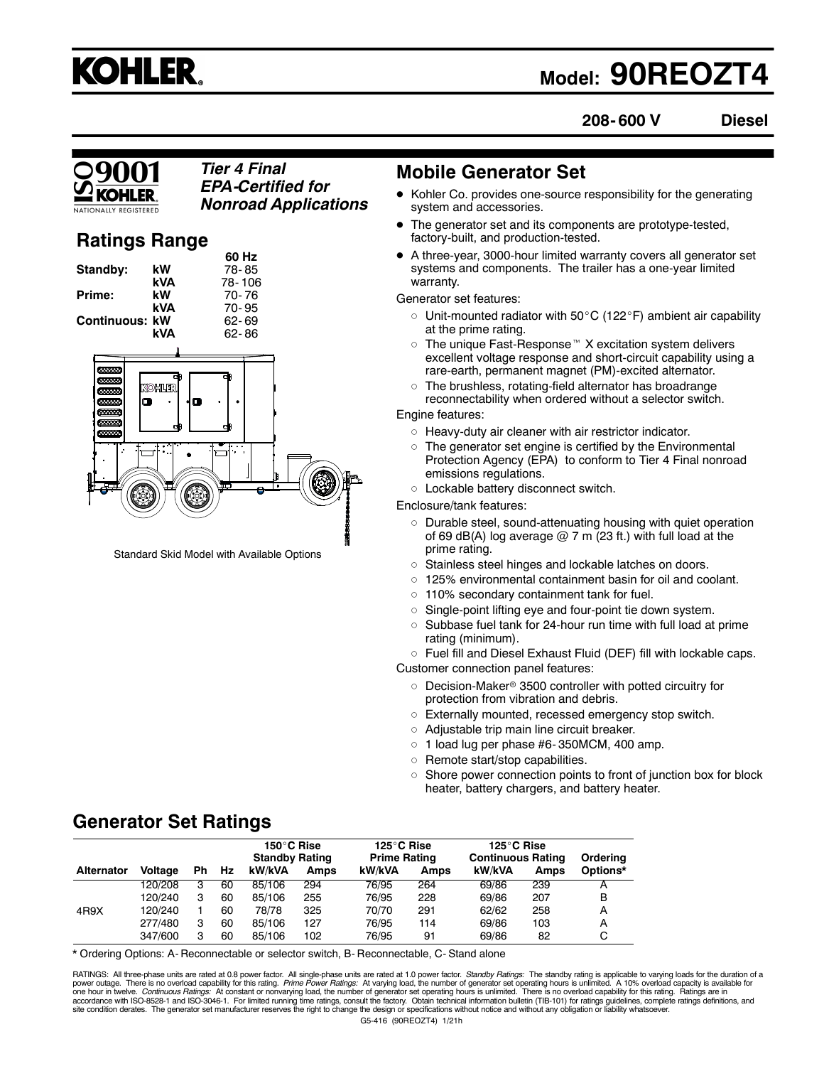# KOHLER.

# Model: 90REOZT4

**208- 600 V** **Diesel**

ISO 9001 KOHLER. NATIONALLY REGISTERED

***Tier 4 Final EPA-Certified for Nonroad Applications***

## Ratings Range

| | | 60 Hz |
|---|---|---|
| **Standby:** | **kW** | 78- 85 |
| | **kVA** | 78- 106 |
| **Prime:** | **kW** | 70- 76 |
| | **kVA** | 70- 95 |
| **Continuous:** | **kW** | 62- 69 |
| | **kVA** | 62- 86 |

Standard Skid Model with Available Options

## Mobile Generator Set

- Kohler Co. provides one-source responsibility for the generating system and accessories.
- The generator set and its components are prototype-tested, factory-built, and production-tested.
- A three-year, 3000-hour limited warranty covers all generator set systems and components. The trailer has a one-year limited warranty.

Generator set features:

- Unit-mounted radiator with 50°C (122°F) ambient air capability at the prime rating.
- The unique Fast-Response™ X excitation system delivers excellent voltage response and short-circuit capability using a rare-earth, permanent magnet (PM)-excited alternator.
- The brushless, rotating-field alternator has broadrange reconnectability when ordered without a selector switch.

Engine features:

- Heavy-duty air cleaner with air restrictor indicator.
- The generator set engine is certified by the Environmental Protection Agency (EPA) to conform to Tier 4 Final nonroad emissions regulations.
- Lockable battery disconnect switch.

Enclosure/tank features:

- Durable steel, sound-attenuating housing with quiet operation of 69 dB(A) log average @ 7 m (23 ft.) with full load at the prime rating.
- Stainless steel hinges and lockable latches on doors.
- 125% environmental containment basin for oil and coolant.
- 110% secondary containment tank for fuel.
- Single-point lifting eye and four-point tie down system.
- Subbase fuel tank for 24-hour run time with full load at prime rating (minimum).
- Fuel fill and Diesel Exhaust Fluid (DEF) fill with lockable caps.

Customer connection panel features:

- Decision-Maker® 3500 controller with potted circuitry for protection from vibration and debris.
- Externally mounted, recessed emergency stop switch.
- Adjustable trip main line circuit breaker.
- 1 load lug per phase #6- 350MCM, 400 amp.
- Remote start/stop capabilities.
- Shore power connection points to front of junction box for block heater, battery chargers, and battery heater.

## Generator Set Ratings

| | | | | 150°C Rise Standby Rating | | 125°C Rise Prime Rating | | 125°C Rise Continuous Rating | | |
|---|---|---|---|---|---|---|---|---|---|---|
| **Alternator** | **Voltage** | **Ph** | **Hz** | **kW/kVA** | **Amps** | **kW/kVA** | **Amps** | **kW/kVA** | **Amps** | **Ordering Options*** |
| 4R9X | 120/208 | 3 | 60 | 85/106 | 294 | 76/95 | 264 | 69/86 | 239 | A |
| | 120/240 | 3 | 60 | 85/106 | 255 | 76/95 | 228 | 69/86 | 207 | B |
| | 120/240 | 1 | 60 | 78/78 | 325 | 70/70 | 291 | 62/62 | 258 | A |
| | 277/480 | 3 | 60 | 85/106 | 127 | 76/95 | 114 | 69/86 | 103 | A |
| | 347/600 | 3 | 60 | 85/106 | 102 | 76/95 | 91 | 69/86 | 82 | C |

**\*** Ordering Options: A- Reconnectable or selector switch, B- Reconnectable, C- Stand alone

RATINGS: All three-phase units are rated at 0.8 power factor. All single-phase units are rated at 1.0 power factor. *Standby Ratings:* The standby rating is applicable to varying loads for the duration of a power outage. There is no overload capability for this rating. *Prime Power Ratings:* At varying load, the number of generator set operating hours is unlimited. A 10% overload capacity is available for one hour in twelve. *Continuous Ratings:* At constant or nonvarying load, the number of generator set operating hours is unlimited. There is no overload capability for this rating. Ratings are in accordance with ISO-8528-1 and ISO-3046-1. For limited running time ratings, consult the factory. Obtain technical information bulletin (TIB-101) for ratings guidelines, complete ratings definitions, and site condition derates. The generator set manufacturer reserves the right to change the design or specifications without notice and without any obligation or liability whatsoever.

G5-416 (90REOZT4) 1/21h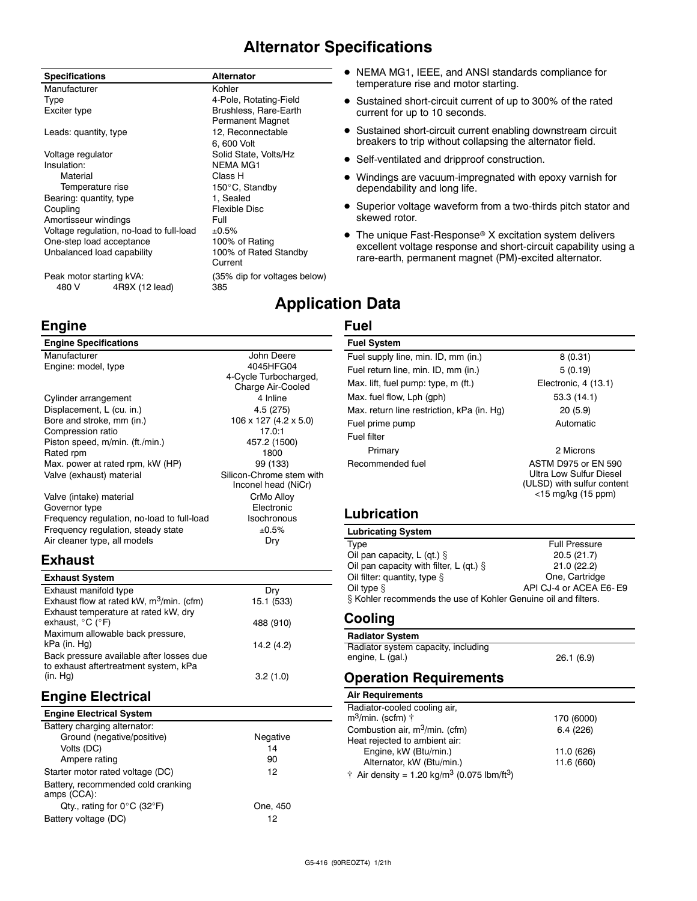# Alternator Specifications

| Specifications | Alternator |
|---|---|
| Manufacturer | Kohler |
| Type | 4-Pole, Rotating-Field |
| Exciter type | Brushless, Rare-Earth Permanent Magnet |
| Leads: quantity, type | 12, Reconnectable 6, 600 Volt |
| Voltage regulator | Solid State, Volts/Hz |
| Insulation: | NEMA MG1 |
| Material | Class H |
| Temperature rise | 150°C, Standby |
| Bearing: quantity, type | 1, Sealed |
| Coupling | Flexible Disc |
| Amortisseur windings | Full |
| Voltage regulation, no-load to full-load | ±0.5% |
| One-step load acceptance | 100% of Rating |
| Unbalanced load capability | 100% of Rated Standby Current |
| Peak motor starting kVA: | (35% dip for voltages below) |
| 480 V 4R9X (12 lead) | 385 |

- NEMA MG1, IEEE, and ANSI standards compliance for temperature rise and motor starting.
- Sustained short-circuit current of up to 300% of the rated current for up to 10 seconds.
- Sustained short-circuit current enabling downstream circuit breakers to trip without collapsing the alternator field.
- Self-ventilated and dripproof construction.
- Windings are vacuum-impregnated with epoxy varnish for dependability and long life.
- Superior voltage waveform from a two-thirds pitch stator and skewed rotor.
- The unique Fast-Response® X excitation system delivers excellent voltage response and short-circuit capability using a rare-earth, permanent magnet (PM)-excited alternator.

# Application Data

## Engine

| Engine Specifications | |
|---|---|
| Manufacturer | John Deere |
| Engine: model, type | 4045HFG04 4-Cycle Turbocharged, Charge Air-Cooled |
| Cylinder arrangement | 4 Inline |
| Displacement, L (cu. in.) | 4.5 (275) |
| Bore and stroke, mm (in.) | 106 x 127 (4.2 x 5.0) |
| Compression ratio | 17.0:1 |
| Piston speed, m/min. (ft./min.) | 457.2 (1500) |
| Rated rpm | 1800 |
| Max. power at rated rpm, kW (HP) | 99 (133) |
| Valve (exhaust) material | Silicon-Chrome stem with Inconel head (NiCr) |
| Valve (intake) material | CrMo Alloy |
| Governor type | Electronic |
| Frequency regulation, no-load to full-load | Isochronous |
| Frequency regulation, steady state | ±0.5% |
| Air cleaner type, all models | Dry |

## Exhaust

| Exhaust System | |
|---|---|
| Exhaust manifold type | Dry |
| Exhaust flow at rated kW, $m^3$/min. (cfm) | 15.1 (533) |
| Exhaust temperature at rated kW, dry exhaust, °C (°F) | 488 (910) |
| Maximum allowable back pressure, kPa (in. Hg) | 14.2 (4.2) |
| Back pressure available after losses due to exhaust aftertreatment system, kPa (in. Hg) | 3.2 (1.0) |

## Engine Electrical

| Engine Electrical System | |
|---|---|
| Battery charging alternator: | |
| Ground (negative/positive) | Negative |
| Volts (DC) | 14 |
| Ampere rating | 90 |
| Starter motor rated voltage (DC) | 12 |
| Battery, recommended cold cranking amps (CCA): | |
| Qty., rating for 0°C (32°F) | One, 450 |
| Battery voltage (DC) | 12 |

## Fuel

| Fuel System | |
|---|---|
| Fuel supply line, min. ID, mm (in.) | 8 (0.31) |
| Fuel return line, min. ID, mm (in.) | 5 (0.19) |
| Max. lift, fuel pump: type, m (ft.) | Electronic, 4 (13.1) |
| Max. fuel flow, Lph (gph) | 53.3 (14.1) |
| Max. return line restriction, kPa (in. Hg) | 20 (5.9) |
| Fuel prime pump | Automatic |
| Fuel filter | |
| Primary | 2 Microns |
| Recommended fuel | ASTM D975 or EN 590 Ultra Low Sulfur Diesel (ULSD) with sulfur content <15 mg/kg (15 ppm) |

## Lubrication

| Lubricating System | |
|---|---|
| Type | Full Pressure |
| Oil pan capacity, L (qt.) § | 20.5 (21.7) |
| Oil pan capacity with filter, L (qt.) § | 21.0 (22.2) |
| Oil filter: quantity, type § | One, Cartridge |
| Oil type § | API CJ-4 or ACEA E6- E9 |

§ Kohler recommends the use of Kohler Genuine oil and filters.

## Cooling

| Radiator System | |
|---|---|
| Radiator system capacity, including engine, L (gal.) | 26.1 (6.9) |

## Operation Requirements

| Air Requirements | |
|---|---|
| Radiator-cooled cooling air, $m^3$/min. (scfm) † | 170 (6000) |
| Combustion air, $m^3$/min. (cfm) | 6.4 (226) |
| Heat rejected to ambient air: | |
| Engine, kW (Btu/min.) | 11.0 (626) |
| Alternator, kW (Btu/min.) | 11.6 (660) |

† Air density = 1.20 kg/$m^3$ (0.075 lbm/$ft^3$)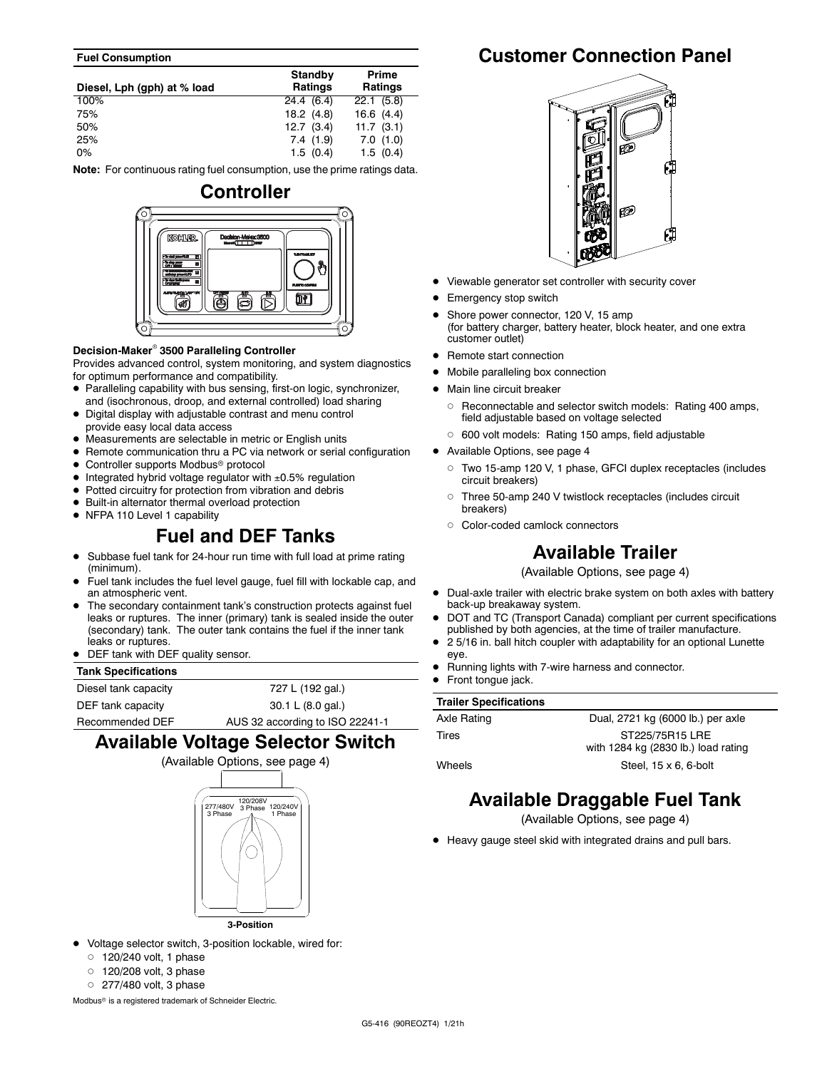| Fuel Consumption | | |
|---|---|---|
| Diesel, Lph (gph) at % load | Standby Ratings | Prime Ratings |
| 100% | 24.4 (6.4) | 22.1 (5.8) |
| 75% | 18.2 (4.8) | 16.6 (4.4) |
| 50% | 12.7 (3.4) | 11.7 (3.1) |
| 25% | 7.4 (1.9) | 7.0 (1.0) |
| 0% | 1.5 (0.4) | 1.5 (0.4) |

**Note:** For continuous rating fuel consumption, use the prime ratings data.

## Controller

**Decision-Maker® 3500 Paralleling Controller**

Provides advanced control, system monitoring, and system diagnostics for optimum performance and compatibility.

- Paralleling capability with bus sensing, first-on logic, synchronizer, and (isochronous, droop, and external controlled) load sharing
- Digital display with adjustable contrast and menu control provide easy local data access
- Measurements are selectable in metric or English units
- Remote communication thru a PC via network or serial configuration
- Controller supports Modbus® protocol
- Integrated hybrid voltage regulator with ±0.5% regulation
- Potted circuitry for protection from vibration and debris
- Built-in alternator thermal overload protection
- NFPA 110 Level 1 capability

## Fuel and DEF Tanks

- Subbase fuel tank for 24-hour run time with full load at prime rating (minimum).
- Fuel tank includes the fuel level gauge, fuel fill with lockable cap, and an atmospheric vent.
- The secondary containment tank's construction protects against fuel leaks or ruptures. The inner (primary) tank is sealed inside the outer (secondary) tank. The outer tank contains the fuel if the inner tank leaks or ruptures.
- DEF tank with DEF quality sensor.

| Tank Specifications | |
|---|---|
| Diesel tank capacity | 727 L (192 gal.) |
| DEF tank capacity | 30.1 L (8.0 gal.) |
| Recommended DEF | AUS 32 according to ISO 22241-1 |

## Available Voltage Selector Switch

(Available Options, see page 4)

3-Position

- Voltage selector switch, 3-position lockable, wired for:
  - 120/240 volt, 1 phase
  - 120/208 volt, 3 phase
  - 277/480 volt, 3 phase

Modbus® is a registered trademark of Schneider Electric.

## Customer Connection Panel

- Viewable generator set controller with security cover
- Emergency stop switch
- Shore power connector, 120 V, 15 amp (for battery charger, battery heater, block heater, and one extra customer outlet)
- Remote start connection
- Mobile paralleling box connection
- Main line circuit breaker
  - Reconnectable and selector switch models: Rating 400 amps, field adjustable based on voltage selected
  - 600 volt models: Rating 150 amps, field adjustable
- Available Options, see page 4
  - Two 15-amp 120 V, 1 phase, GFCI duplex receptacles (includes circuit breakers)
  - Three 50-amp 240 V twistlock receptacles (includes circuit breakers)
  - Color-coded camlock connectors

## Available Trailer

(Available Options, see page 4)

- Dual-axle trailer with electric brake system on both axles with battery back-up breakaway system.
- DOT and TC (Transport Canada) compliant per current specifications published by both agencies, at the time of trailer manufacture.
- 2 5/16 in. ball hitch coupler with adaptability for an optional Lunette eye.
- Running lights with 7-wire harness and connector.
- Front tongue jack.

| Trailer Specifications | |
|---|---|
| Axle Rating | Dual, 2721 kg (6000 lb.) per axle |
| Tires | ST225/75R15 LRE with 1284 kg (2830 lb.) load rating |
| Wheels | Steel, 15 x 6, 6-bolt |

## Available Draggable Fuel Tank

(Available Options, see page 4)

- Heavy gauge steel skid with integrated drains and pull bars.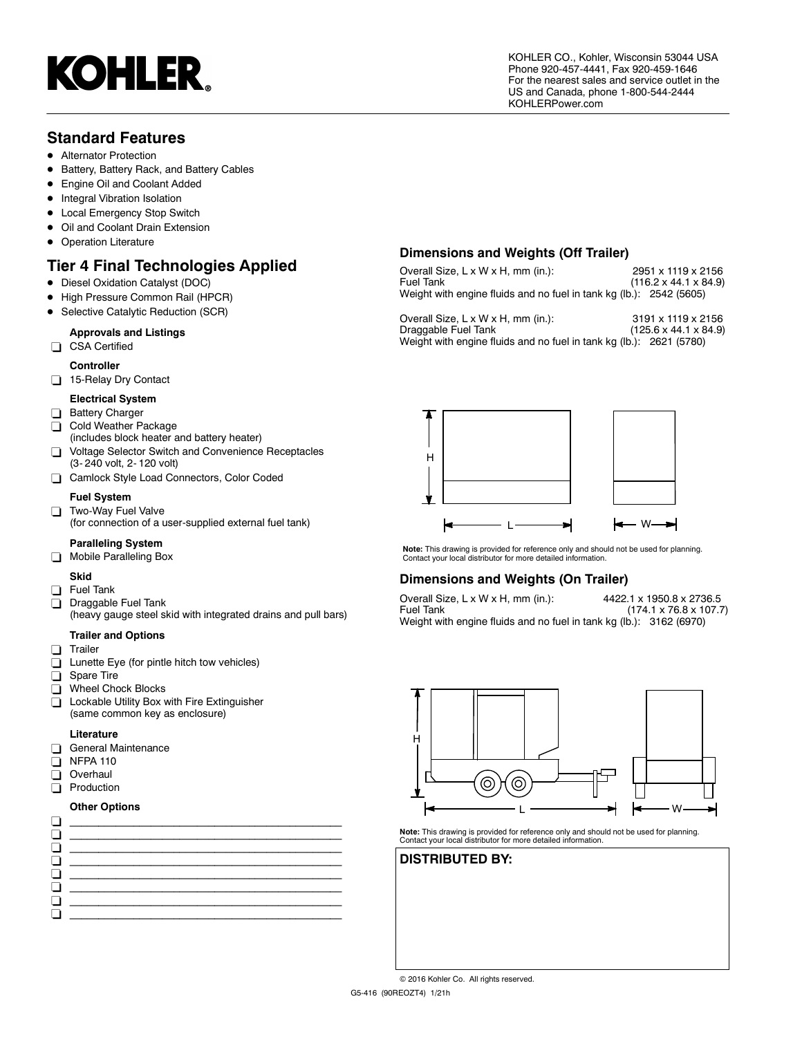KOHLER CO., Kohler, Wisconsin 53044 USA
Phone 920-457-4441, Fax 920-459-1646
For the nearest sales and service outlet in the US and Canada, phone 1-800-544-2444
KOHLERPower.com

## Standard Features

- Alternator Protection
- Battery, Battery Rack, and Battery Cables
- Engine Oil and Coolant Added
- Integral Vibration Isolation
- Local Emergency Stop Switch
- Oil and Coolant Drain Extension
- Operation Literature

## Tier 4 Final Technologies Applied

- Diesel Oxidation Catalyst (DOC)
- High Pressure Common Rail (HPCR)
- Selective Catalytic Reduction (SCR)

### Approvals and Listings

- ❑ CSA Certified

### Controller

- ❑ 15-Relay Dry Contact

### Electrical System

- ❑ Battery Charger
- ❑ Cold Weather Package (includes block heater and battery heater)
- ❑ Voltage Selector Switch and Convenience Receptacles (3- 240 volt, 2- 120 volt)
- ❑ Camlock Style Load Connectors, Color Coded

### Fuel System

- ❑ Two-Way Fuel Valve (for connection of a user-supplied external fuel tank)

### Paralleling System

- ❑ Mobile Paralleling Box

### Skid

- ❑ Fuel Tank
- ❑ Draggable Fuel Tank (heavy gauge steel skid with integrated drains and pull bars)

### Trailer and Options

- ❑ Trailer
- ❑ Lunette Eye (for pintle hitch tow vehicles)
- ❑ Spare Tire
- ❑ Wheel Chock Blocks
- ❑ Lockable Utility Box with Fire Extinguisher (same common key as enclosure)

### Literature

- ❑ General Maintenance
- ❑ NFPA 110
- ❑ Overhaul
- ❑ Production

### Other Options

- ❑ ________________________________________
- ❑ ________________________________________
- ❑ ________________________________________
- ❑ ________________________________________
- ❑ ________________________________________
- ❑ ________________________________________
- ❑ ________________________________________
- ❑ ________________________________________

## Dimensions and Weights (Off Trailer)

Overall Size, L x W x H, mm (in.): 2951 x 1119 x 2156
Fuel Tank (116.2 x 44.1 x 84.9)
Weight with engine fluids and no fuel in tank kg (lb.): 2542 (5605)

Overall Size, L x W x H, mm (in.): 3191 x 1119 x 2156
Draggable Fuel Tank (125.6 x 44.1 x 84.9)
Weight with engine fluids and no fuel in tank kg (lb.): 2621 (5780)

H
L
W

**Note:** This drawing is provided for reference only and should not be used for planning. Contact your local distributor for more detailed information.

## Dimensions and Weights (On Trailer)

Overall Size, L x W x H, mm (in.): 4422.1 x 1950.8 x 2736.5
Fuel Tank (174.1 x 76.8 x 107.7)
Weight with engine fluids and no fuel in tank kg (lb.): 3162 (6970)

H
L
W

**Note:** This drawing is provided for reference only and should not be used for planning. Contact your local distributor for more detailed information.

**DISTRIBUTED BY:**

© 2016 Kohler Co. All rights reserved.

G5-416 (90REOZT4) 1/21h